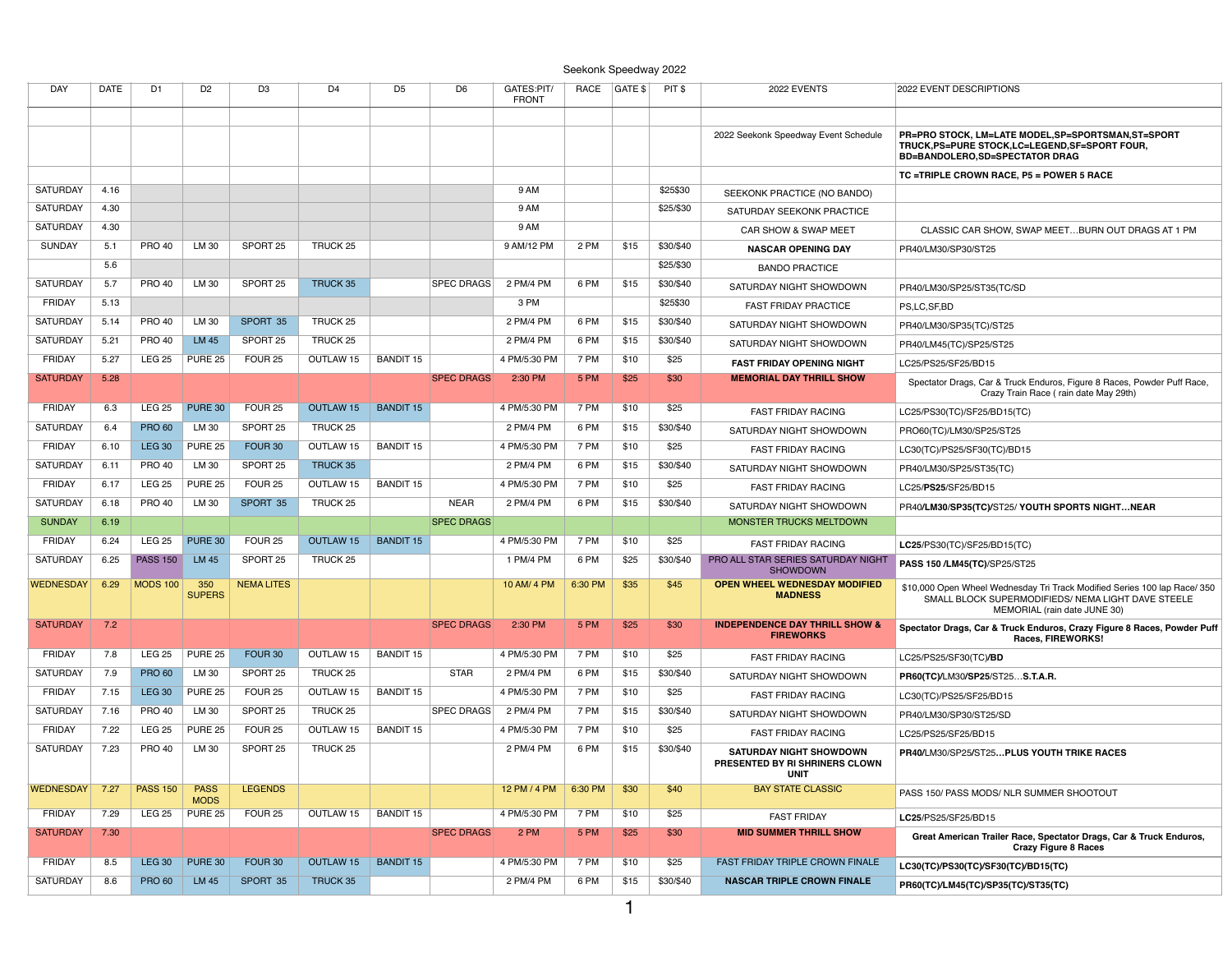Seekonk Speedway 2022

| DAY | DATE | D1 | D2 | D3 | D4 | D5 | D6 | GATES:PIT/ FRONT | RACE | GATE $ | PIT $ | 2022 EVENTS | 2022 EVENT DESCRIPTIONS |
|---|---|---|---|---|---|---|---|---|---|---|---|---|---|
| | | | | | | | | | | | | | |
| | | | | | | | | | | | | 2022 Seekonk Speedway Event Schedule | **PR=PRO STOCK, LM=LATE MODEL,SP=SPORTSMAN,ST=SPORT TRUCK,PS=PURE STOCK,LC=LEGEND,SF=SPORT FOUR, BD=BANDOLERO,SD=SPECTATOR DRAG** |
| | | | | | | | | | | | | | **TC =TRIPLE CROWN RACE, P5 = POWER 5 RACE** |
| SATURDAY | 4.16 | | | | | | | 9 AM | | | $25$30 | SEEKONK PRACTICE (NO BANDO) | |
| SATURDAY | 4.30 | | | | | | | 9 AM | | | $25/$30 | SATURDAY SEEKONK PRACTICE | |
| SATURDAY | 4.30 | | | | | | | 9 AM | | | | CAR SHOW & SWAP MEET | CLASSIC CAR SHOW, SWAP MEET…BURN OUT DRAGS AT 1 PM |
| SUNDAY | 5.1 | PRO 40 | LM 30 | SPORT 25 | TRUCK 25 | | | 9 AM/12 PM | 2 PM | $15 | $30/$40 | **NASCAR OPENING DAY** | PR40/LM30/SP30/ST25 |
| | 5.6 | | | | | | | | | | $25/$30 | BANDO PRACTICE | |
| SATURDAY | 5.7 | PRO 40 | LM 30 | SPORT 25 | TRUCK 35 | | SPEC DRAGS | 2 PM/4 PM | 6 PM | $15 | $30/$40 | SATURDAY NIGHT SHOWDOWN | PR40/LM30/SP25/ST35(TC/SD |
| FRIDAY | 5.13 | | | | | | | 3 PM | | | $25$30 | FAST FRIDAY PRACTICE | PS,LC,SF,BD |
| SATURDAY | 5.14 | PRO 40 | LM 30 | SPORT 35 | TRUCK 25 | | | 2 PM/4 PM | 6 PM | $15 | $30/$40 | SATURDAY NIGHT SHOWDOWN | PR40/LM30/SP35(TC)/ST25 |
| SATURDAY | 5.21 | PRO 40 | LM 45 | SPORT 25 | TRUCK 25 | | | 2 PM/4 PM | 6 PM | $15 | $30/$40 | SATURDAY NIGHT SHOWDOWN | PR40/LM45(TC)/SP25/ST25 |
| FRIDAY | 5.27 | LEG 25 | PURE 25 | FOUR 25 | OUTLAW 15 | BANDIT 15 | | 4 PM/5:30 PM | 7 PM | $10 | $25 | **FAST FRIDAY OPENING NIGHT** | LC25/PS25/SF25/BD15 |
| SATURDAY | 5.28 | | | | | | SPEC DRAGS | 2:30 PM | 5 PM | $25 | $30 | **MEMORIAL DAY THRILL SHOW** | Spectator Drags, Car & Truck Enduros, Figure 8 Races, Powder Puff Race, Crazy Train Race ( rain date May 29th) |
| FRIDAY | 6.3 | LEG 25 | PURE 30 | FOUR 25 | OUTLAW 15 | BANDIT 15 | | 4 PM/5:30 PM | 7 PM | $10 | $25 | FAST FRIDAY RACING | LC25/PS30(TC)/SF25/BD15(TC) |
| SATURDAY | 6.4 | PRO 60 | LM 30 | SPORT 25 | TRUCK 25 | | | 2 PM/4 PM | 6 PM | $15 | $30/$40 | SATURDAY NIGHT SHOWDOWN | PRO60(TC)/LM30/SP25/ST25 |
| FRIDAY | 6.10 | LEG 30 | PURE 25 | FOUR 30 | OUTLAW 15 | BANDIT 15 | | 4 PM/5:30 PM | 7 PM | $10 | $25 | FAST FRIDAY RACING | LC30(TC)/PS25/SF30(TC)/BD15 |
| SATURDAY | 6.11 | PRO 40 | LM 30 | SPORT 25 | TRUCK 35 | | | 2 PM/4 PM | 6 PM | $15 | $30/$40 | SATURDAY NIGHT SHOWDOWN | PR40/LM30/SP25/ST35(TC) |
| FRIDAY | 6.17 | LEG 25 | PURE 25 | FOUR 25 | OUTLAW 15 | BANDIT 15 | | 4 PM/5:30 PM | 7 PM | $10 | $25 | FAST FRIDAY RACING | LC25/**PS25**/SF25/BD15 |
| SATURDAY | 6.18 | PRO 40 | LM 30 | SPORT 35 | TRUCK 25 | | NEAR | 2 PM/4 PM | 6 PM | $15 | $30/$40 | SATURDAY NIGHT SHOWDOWN | PR40/**LM30/SP35(TC)/**ST25/ **YOUTH SPORTS NIGHT…NEAR** |
| SUNDAY | 6.19 | | | | | | SPEC DRAGS | | | | | MONSTER TRUCKS MELTDOWN | |
| FRIDAY | 6.24 | LEG 25 | PURE 30 | FOUR 25 | OUTLAW 15 | BANDIT 15 | | 4 PM/5:30 PM | 7 PM | $10 | $25 | FAST FRIDAY RACING | **LC25**/PS30(TC)/SF25/BD15(TC) |
| SATURDAY | 6.25 | PASS 150 | LM 45 | SPORT 25 | TRUCK 25 | | | 1 PM/4 PM | 6 PM | $25 | $30/$40 | PRO ALL STAR SERIES SATURDAY NIGHT SHOWDOWN | **PASS 150 /LM45(TC)**/SP25/ST25 |
| WEDNESDAY | 6.29 | MODS 100 | 350 SUPERS | NEMA LITES | | | | 10 AM/ 4 PM | 6:30 PM | $35 | $45 | **OPEN WHEEL WEDNESDAY MODIFIED MADNESS** | $10,000 Open Wheel Wednesday Tri Track Modified Series 100 lap Race/ 350 SMALL BLOCK SUPERMODIFIEDS/ NEMA LIGHT DAVE STEELE MEMORIAL (rain date JUNE 30) |
| SATURDAY | 7.2 | | | | | | SPEC DRAGS | 2:30 PM | 5 PM | $25 | $30 | **INDEPENDENCE DAY THRILL SHOW & FIREWORKS** | **Spectator Drags, Car & Truck Enduros, Crazy Figure 8 Races, Powder Puff Races, FIREWORKS!** |
| FRIDAY | 7.8 | LEG 25 | PURE 25 | FOUR 30 | OUTLAW 15 | BANDIT 15 | | 4 PM/5:30 PM | 7 PM | $10 | $25 | FAST FRIDAY RACING | LC25/PS25/SF30(TC)**/BD** |
| SATURDAY | 7.9 | PRO 60 | LM 30 | SPORT 25 | TRUCK 25 | | STAR | 2 PM/4 PM | 6 PM | $15 | $30/$40 | SATURDAY NIGHT SHOWDOWN | **PR60(TC)/**LM30/**SP25**/ST25…**S.T.A.R.** |
| FRIDAY | 7.15 | LEG 30 | PURE 25 | FOUR 25 | OUTLAW 15 | BANDIT 15 | | 4 PM/5:30 PM | 7 PM | $10 | $25 | FAST FRIDAY RACING | LC30(TC)/PS25/SF25/BD15 |
| SATURDAY | 7.16 | PRO 40 | LM 30 | SPORT 25 | TRUCK 25 | | SPEC DRAGS | 2 PM/4 PM | 7 PM | $15 | $30/$40 | SATURDAY NIGHT SHOWDOWN | PR40/LM30/SP30/ST25/SD |
| FRIDAY | 7.22 | LEG 25 | PURE 25 | FOUR 25 | OUTLAW 15 | BANDIT 15 | | 4 PM/5:30 PM | 7 PM | $10 | $25 | FAST FRIDAY RACING | LC25/PS25/SF25/BD15 |
| SATURDAY | 7.23 | PRO 40 | LM 30 | SPORT 25 | TRUCK 25 | | | 2 PM/4 PM | 6 PM | $15 | $30/$40 | **SATURDAY NIGHT SHOWDOWN PRESENTED BY RI SHRINERS CLOWN UNIT** | **PR40**/LM30/SP25/ST25**…PLUS YOUTH TRIKE RACES** |
| WEDNESDAY | 7.27 | PASS 150 | PASS MODS | LEGENDS | | | | 12 PM / 4 PM | 6:30 PM | $30 | $40 | BAY STATE CLASSIC | PASS 150/ PASS MODS/ NLR SUMMER SHOOTOUT |
| FRIDAY | 7.29 | LEG 25 | PURE 25 | FOUR 25 | OUTLAW 15 | BANDIT 15 | | 4 PM/5:30 PM | 7 PM | $10 | $25 | FAST FRIDAY | **LC25**/PS25/SF25/BD15 |
| SATURDAY | 7.30 | | | | | | SPEC DRAGS | 2 PM | 5 PM | $25 | $30 | **MID SUMMER THRILL SHOW** | **Great American Trailer Race, Spectator Drags, Car & Truck Enduros, Crazy Figure 8 Races** |
| FRIDAY | 8.5 | LEG 30 | PURE 30 | FOUR 30 | OUTLAW 15 | BANDIT 15 | | 4 PM/5:30 PM | 7 PM | $10 | $25 | FAST FRIDAY TRIPLE CROWN FINALE | **LC30(TC)/PS30(TC)/SF30(TC)/BD15(TC)** |
| SATURDAY | 8.6 | PRO 60 | LM 45 | SPORT 35 | TRUCK 35 | | | 2 PM/4 PM | 6 PM | $15 | $30/$40 | **NASCAR TRIPLE CROWN FINALE** | **PR60(TC)/LM45(TC)/SP35(TC)/ST35(TC)** |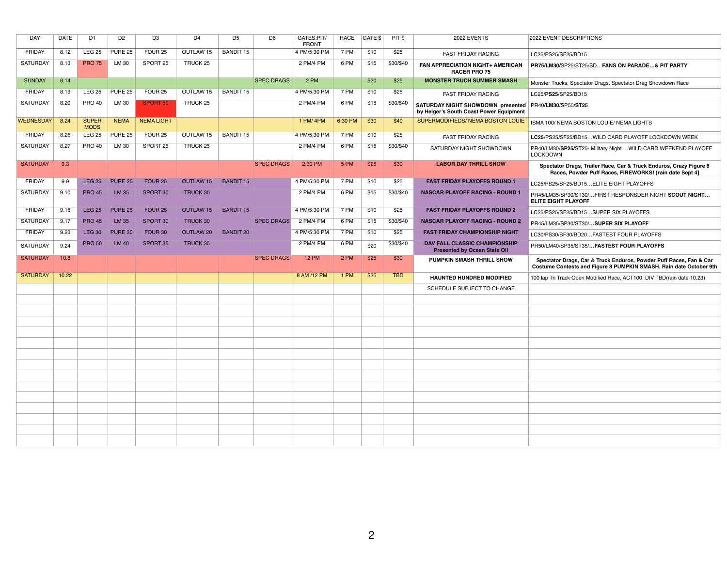| DAY | DATE | D1 | D2 | D3 | D4 | D5 | D6 | GATES:PIT/ FRONT | RACE | GATE $ | PIT $ | 2022 EVENTS | 2022 EVENT DESCRIPTIONS |
|---|---|---|---|---|---|---|---|---|---|---|---|---|---|
| FRIDAY | 8.12 | LEG 25 | PURE 25 | FOUR 25 | OUTLAW 15 | BANDIT 15 | | 4 PM/5:30 PM | 7 PM | $10 | $25 | FAST FRIDAY RACING | LC25/PS25/SF25/BD15 |
| SATURDAY | 8.13 | PRO 75 | LM 30 | SPORT 25 | TRUCK 25 | | | 2 PM/4 PM | 6 PM | $15 | $30/$40 | **FAN APPRECIATION NIGHT+ AMERICAN RACER PRO 75** | **PR75/LM30**/SP25/ST25/SD…**FANS ON PARADE…& PIT PARTY** |
| SUNDAY | 8.14 | | | | | | SPEC DRAGS | 2 PM | | $20 | $25 | **MONSTER TRUCH SUMMER SMASH** | Monster Trucks, Spectator Drags, Spectator Drag Showdown Race |
| FRIDAY | 8.19 | LEG 25 | PURE 25 | FOUR 25 | OUTLAW 15 | BANDIT 15 | | 4 PM/5:30 PM | 7 PM | $10 | $25 | FAST FRIDAY RACING | LC25/**PS25**/SF25/BD15 |
| SATURDAY | 8.20 | PRO 40 | LM 30 | SPORT 50 | TRUCK 25 | | | 2 PM/4 PM | 6 PM | $15 | $30/$40 | **SATURDAY NIGHT SHOWDOWN presented by Helger's South Coast Power Equipment** | PR40/**LM30**/SP50/**ST25** |
| WEDNESDAY | 8.24 | SUPER MODS | NEMA | NEMA LIGHT | | | | 1 PM/ 4PM | 6:30 PM | $30 | $40 | SUPERMODIFIEDS/ NEMA BOSTON LOUIE | ISMA 100/ NEMA BOSTON LOUIE/ NEMA LIGHTS |
| FRIDAY | 8.26 | LEG 25 | PURE 25 | FOUR 25 | OUTLAW 15 | BANDIT 15 | | 4 PM/5:30 PM | 7 PM | $10 | $25 | FAST FRIDAY RACING | **LC25**/PS25/SF25/BD15…WILD CARD PLAYOFF LOCKDOWN WEEK |
| SATURDAY | 8.27 | PRO 40 | LM 30 | SPORT 25 | TRUCK 25 | | | 2 PM/4 PM | 6 PM | $15 | $30/$40 | SATURDAY NIGHT SHOWDOWN | PR40/LM30/**SP25**/ST25- Military Night …WILD CARD WEEKEND PLAYOFF LOCKDOWN |
| SATURDAY | 9.3 | | | | | | SPEC DRAGS | 2:30 PM | 5 PM | $25 | $30 | **LABOR DAY THRILL SHOW** | **Spectator Drags, Trailer Race, Car & Truck Enduros, Crazy Figure 8 Races, Powder Puff Races, FIREWORKS! {rain date Sept 4]** |
| FRIDAY | 9.9 | LEG 25 | PURE 25 | FOUR 25 | OUTLAW 15 | BANDIT 15 | | 4 PM/5:30 PM | 7 PM | $10 | $25 | **FAST FRIDAY PLAYOFFS ROUND 1** | LC25/PS25/SF25/BD15…ELITE EIGHT PLAYOFFS |
| SATURDAY | 9.10 | PRO 45 | LM 35 | SPORT 30 | TRUCK 30 | | | 2 PM/4 PM | 6 PM | $15 | $30/$40 | **NASCAR PLAYOFF RACING - ROUND 1** | PR45/LM35/SP30/ST30/…FIRST RESPONSDER NIGHT **SCOUT NIGHT… ELITE EIGHT PLAYOFF** |
| FRIDAY | 9.16 | LEG 25 | PURE 25 | FOUR 25 | OUTLAW 15 | BANDIT 15 | | 4 PM/5:30 PM | 7 PM | $10 | $25 | **FAST FRIDAY PLAYOFFS ROUND 2** | LC25/PS25/SF25/BD15…SUPER SIX PLAYOFFS |
| SATURDAY | 9.17 | PRO 45 | LM 35 | SPORT 30 | TRUCK 30 | | SPEC DRAGS | 2 PM/4 PM | 6 PM | $15 | $30/$40 | **NASCAR PLAYOFF RACING - ROUND 2** | PR45/LM35/SP30/ST30/**…SUPER SIX PLAYOFF** |
| FRIDAY | 9.23 | LEG 30 | PURE 30 | FOUR 30 | OUTLAW 20 | BANDIT 20 | | 4 PM/5:30 PM | 7 PM | $10 | $25 | **FAST FRIDAY CHAMPIONSHIP NIGHT** | LC30/PS30/SF30/BD20…FASTEST FOUR PLAYOFFS |
| SATURDAY | 9.24 | PRO 50 | LM 40 | SPORT 35 | TRUCK 35 | | | 2 PM/4 PM | 6 PM | $20 | $30/$40 | **DAV FALL CLASSIC CHAMPIONSHIP Presented by Ocean State Oil** | PR50/LM40/SP35/ST35/**…FASTEST FOUR PLAYOFFS** |
| SATURDAY | 10.8 | | | | | | SPEC DRAGS | 12 PM | 2 PM | $25 | $30 | **PUMPKIN SMASH THRILL SHOW** | **Spectator Drags, Car & Truck Enduros, Powder Puff Races, Fan & Car Costume Contests and Figure 8 PUMPKIN SMASH. Rain date October 9th** |
| SATURDAY | 10.22 | | | | | | | 8 AM /12 PM | 1 PM | $35 | TBD | **HAUNTED HUNDRED MODIFIED** | 100 lap Tri Track Open Modified Race, ACT100, DIV TBD(rain date 10.23) |
| | | | | | | | | | | | | SCHEDULE SUBJECT TO CHANGE | |